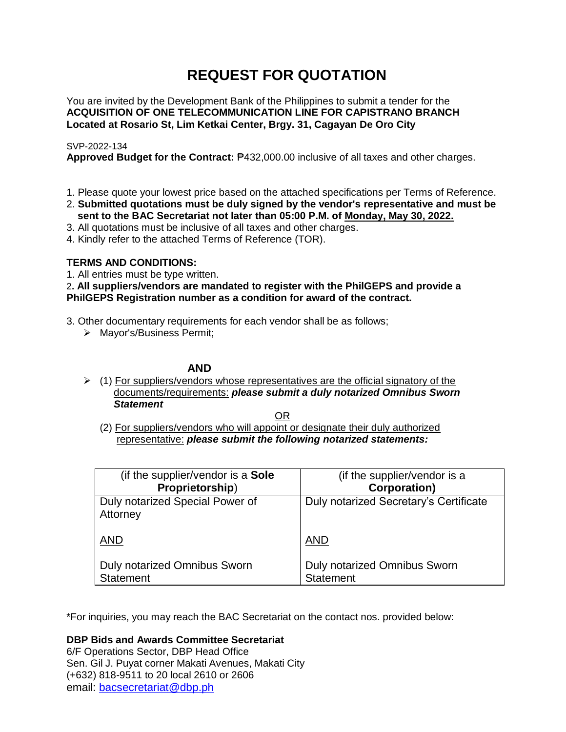# REQUEST FOR QUOTATION

You are invited by the Development Bank of the Philippines to submit a tender for the
**ACQUISITION OF ONE TELECOMMUNICATION LINE FOR CAPISTRANO BRANCH**
**Located at Rosario St, Lim Ketkai Center, Brgy. 31, Cagayan De Oro City**

SVP-2022-134
**Approved Budget for the Contract:** ₱432,000.00 inclusive of all taxes and other charges.

1. Please quote your lowest price based on the attached specifications per Terms of Reference.
2. **Submitted quotations must be duly signed by the vendor's representative and must be sent to the BAC Secretariat not later than 05:00 P.M. of Monday, May 30, 2022.**
3. All quotations must be inclusive of all taxes and other charges.
4. Kindly refer to the attached Terms of Reference (TOR).

**TERMS AND CONDITIONS:**

1. All entries must be type written.
2. **All suppliers/vendors are mandated to register with the PhilGEPS and provide a PhilGEPS Registration number as a condition for award of the contract.**
3. Other documentary requirements for each vendor shall be as follows;
   - Mayor's/Business Permit;

**AND**

- (1) For suppliers/vendors whose representatives are the official signatory of the documents/requirements: ***please submit a duly notarized Omnibus Sworn Statement***

OR

(2) For suppliers/vendors who will appoint or designate their duly authorized representative: ***please submit the following notarized statements:***

| (if the supplier/vendor is a **Sole Proprietorship**) | (if the supplier/vendor is a **Corporation)** |
|---|---|
| Duly notarized Special Power of Attorney<br><br>AND<br><br>Duly notarized Omnibus Sworn Statement | Duly notarized Secretary's Certificate<br><br>AND<br><br>Duly notarized Omnibus Sworn Statement |

*For inquiries, you may reach the BAC Secretariat on the contact nos. provided below:

**DBP Bids and Awards Committee Secretariat**
6/F Operations Sector, DBP Head Office
Sen. Gil J. Puyat corner Makati Avenues, Makati City
(+632) 818-9511 to 20 local 2610 or 2606
email: bacsecretariat@dbp.ph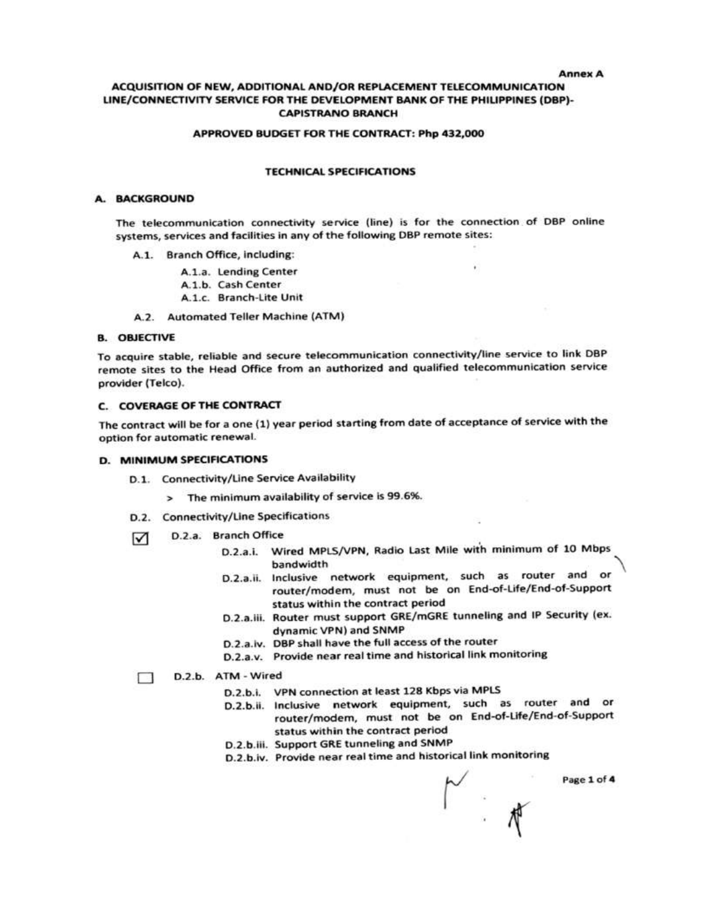Annex A

# ACQUISITION OF NEW, ADDITIONAL AND/OR REPLACEMENT TELECOMMUNICATION LINE/CONNECTIVITY SERVICE FOR THE DEVELOPMENT BANK OF THE PHILIPPINES (DBP)-CAPISTRANO BRANCH

**APPROVED BUDGET FOR THE CONTRACT: Php 432,000**

## TECHNICAL SPECIFICATIONS

### A. BACKGROUND

The telecommunication connectivity service (line) is for the connection of DBP online systems, services and facilities in any of the following DBP remote sites:

- A.1. Branch Office, including:
  - A.1.a. Lending Center
  - A.1.b. Cash Center
  - A.1.c. Branch-Lite Unit
- A.2. Automated Teller Machine (ATM)

### B. OBJECTIVE

To acquire stable, reliable and secure telecommunication connectivity/line service to link DBP remote sites to the Head Office from an authorized and qualified telecommunication service provider (Telco).

### C. COVERAGE OF THE CONTRACT

The contract will be for a one (1) year period starting from date of acceptance of service with the option for automatic renewal.

### D. MINIMUM SPECIFICATIONS

- D.1. Connectivity/Line Service Availability
  - > The minimum availability of service is 99.6%.
- D.2. Connectivity/Line Specifications

☑ D.2.a. Branch Office

- D.2.a.i. Wired MPLS/VPN, Radio Last Mile with minimum of 10 Mbps bandwidth
- D.2.a.ii. Inclusive network equipment, such as router and or router/modem, must not be on End-of-Life/End-of-Support status within the contract period
- D.2.a.iii. Router must support GRE/mGRE tunneling and IP Security (ex. dynamic VPN) and SNMP
- D.2.a.iv. DBP shall have the full access of the router
- D.2.a.v. Provide near real time and historical link monitoring

☐ D.2.b. ATM - Wired

- D.2.b.i. VPN connection at least 128 Kbps via MPLS
- D.2.b.ii. Inclusive network equipment, such as router and or router/modem, must not be on End-of-Life/End-of-Support status within the contract period
- D.2.b.iii. Support GRE tunneling and SNMP
- D.2.b.iv. Provide near real time and historical link monitoring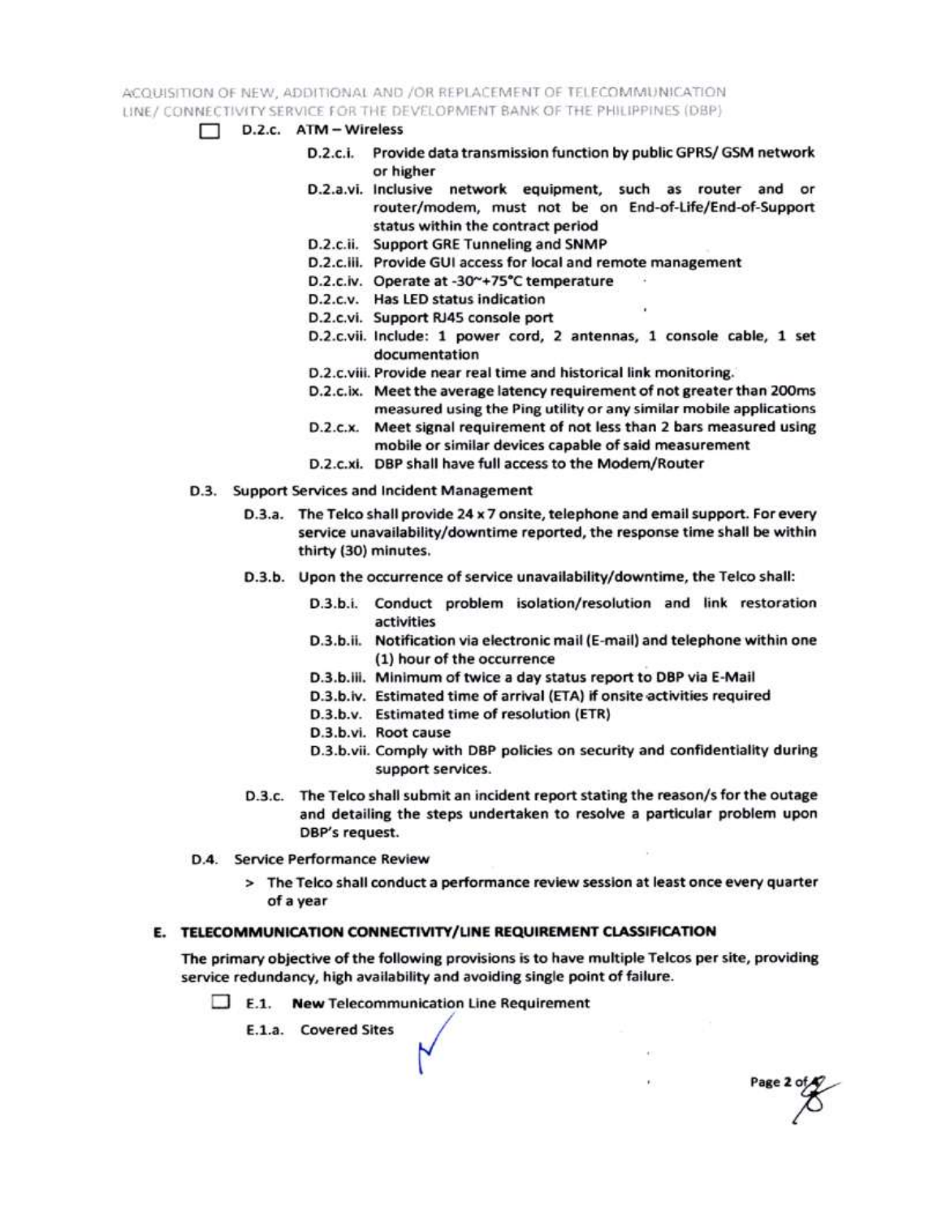- [ ] D.2.c. ATM – Wireless
  - D.2.c.i. Provide data transmission function by public GPRS/ GSM network or higher
  - D.2.a.vi. Inclusive network equipment, such as router and or router/modem, must not be on End-of-Life/End-of-Support status within the contract period
  - D.2.c.ii. Support GRE Tunneling and SNMP
  - D.2.c.iii. Provide GUI access for local and remote management
  - D.2.c.iv. Operate at -30~+75°C temperature
  - D.2.c.v. Has LED status indication
  - D.2.c.vi. Support RJ45 console port
  - D.2.c.vii. Include: 1 power cord, 2 antennas, 1 console cable, 1 set documentation
  - D.2.c.viii. Provide near real time and historical link monitoring.
  - D.2.c.ix. Meet the average latency requirement of not greater than 200ms measured using the Ping utility or any similar mobile applications
  - D.2.c.x. Meet signal requirement of not less than 2 bars measured using mobile or similar devices capable of said measurement
  - D.2.c.xi. DBP shall have full access to the Modem/Router

D.3. Support Services and Incident Management

- D.3.a. The Telco shall provide 24 x 7 onsite, telephone and email support. For every service unavailability/downtime reported, the response time shall be within thirty (30) minutes.
- D.3.b. Upon the occurrence of service unavailability/downtime, the Telco shall:
  - D.3.b.i. Conduct problem isolation/resolution and link restoration activities
  - D.3.b.ii. Notification via electronic mail (E-mail) and telephone within one (1) hour of the occurrence
  - D.3.b.iii. Minimum of twice a day status report to DBP via E-Mail
  - D.3.b.iv. Estimated time of arrival (ETA) if onsite activities required
  - D.3.b.v. Estimated time of resolution (ETR)
  - D.3.b.vi. Root cause
  - D.3.b.vii. Comply with DBP policies on security and confidentiality during support services.
- D.3.c. The Telco shall submit an incident report stating the reason/s for the outage and detailing the steps undertaken to resolve a particular problem upon DBP's request.

D.4. Service Performance Review

> The Telco shall conduct a performance review session at least once every quarter of a year

## E. TELECOMMUNICATION CONNECTIVITY/LINE REQUIREMENT CLASSIFICATION

The primary objective of the following provisions is to have multiple Telcos per site, providing service redundancy, high availability and avoiding single point of failure.

- [ ] E.1. **New** Telecommunication Line Requirement
  - E.1.a. Covered Sites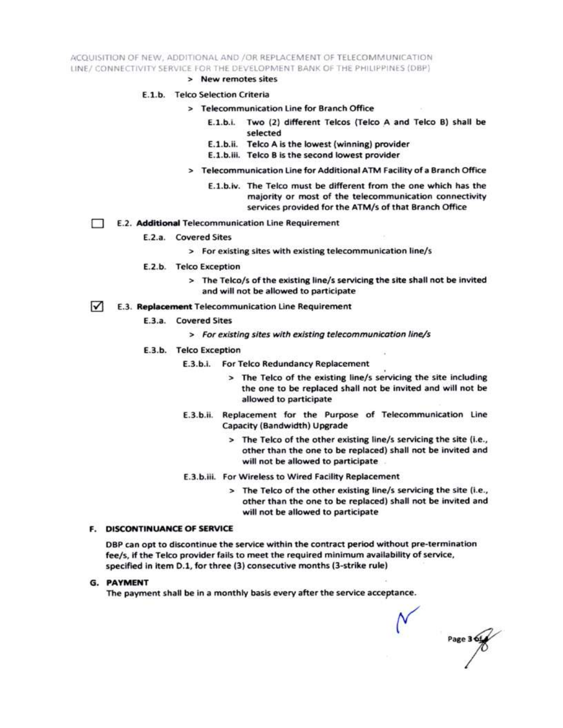> New remotes sites

E.1.b. Telco Selection Criteria

> Telecommunication Line for Branch Office

E.1.b.i. Two (2) different Telcos (Telco A and Telco B) shall be selected

E.1.b.ii. Telco A is the lowest (winning) provider

E.1.b.iii. Telco B is the second lowest provider

> Telecommunication Line for Additional ATM Facility of a Branch Office

E.1.b.iv. The Telco must be different from the one which has the majority or most of the telecommunication connectivity services provided for the ATM/s of that Branch Office

☐ E.2. **Additional** Telecommunication Line Requirement

E.2.a. Covered Sites

> For existing sites with existing telecommunication line/s

E.2.b. Telco Exception

> The Telco/s of the existing line/s servicing the site shall not be invited and will not be allowed to participate

☑ E.3. **Replacement** Telecommunication Line Requirement

E.3.a. Covered Sites

> *For existing sites with existing telecommunication line/s*

E.3.b. Telco Exception

E.3.b.i. For Telco Redundancy Replacement

> The Telco of the existing line/s servicing the site including the one to be replaced shall not be invited and will not be allowed to participate

E.3.b.ii. Replacement for the Purpose of Telecommunication Line Capacity (Bandwidth) Upgrade

> The Telco of the other existing line/s servicing the site (i.e., other than the one to be replaced) shall not be invited and will not be allowed to participate

E.3.b.iii. For Wireless to Wired Facility Replacement

> The Telco of the other existing line/s servicing the site (i.e., other than the one to be replaced) shall not be invited and will not be allowed to participate

## F. DISCONTINUANCE OF SERVICE

DBP can opt to discontinue the service within the contract period without pre-termination fee/s, if the Telco provider fails to meet the required minimum availability of service, specified in item D.1, for three (3) consecutive months (3-strike rule)

## G. PAYMENT

The payment shall be in a monthly basis every after the service acceptance.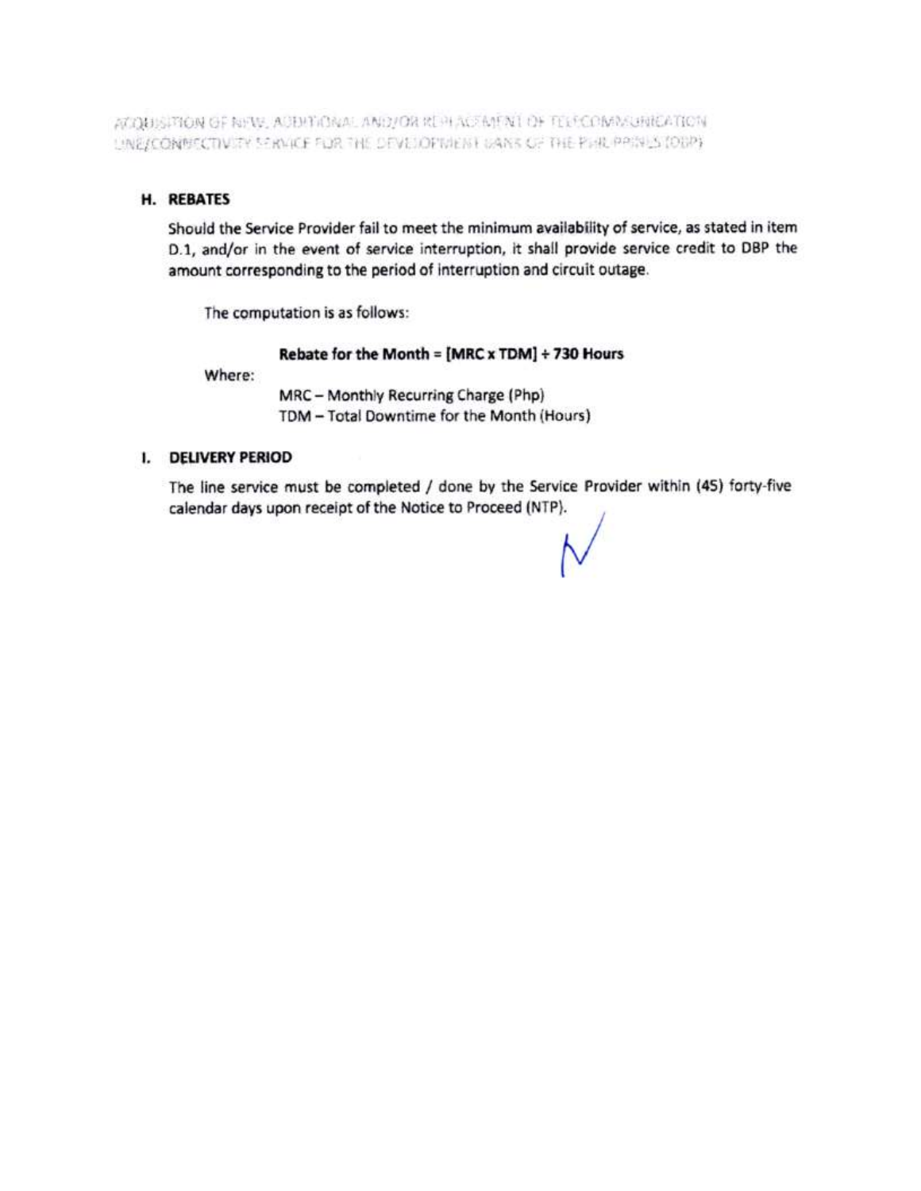## H. REBATES

Should the Service Provider fail to meet the minimum availability of service, as stated in item D.1, and/or in the event of service interruption, it shall provide service credit to DBP the amount corresponding to the period of interruption and circuit outage.

The computation is as follows:

**Rebate for the Month = [MRC x TDM] ÷ 730 Hours**

Where:

MRC – Monthly Recurring Charge (Php)
TDM – Total Downtime for the Month (Hours)

## I. DELIVERY PERIOD

The line service must be completed / done by the Service Provider within (45) forty-five calendar days upon receipt of the Notice to Proceed (NTP).